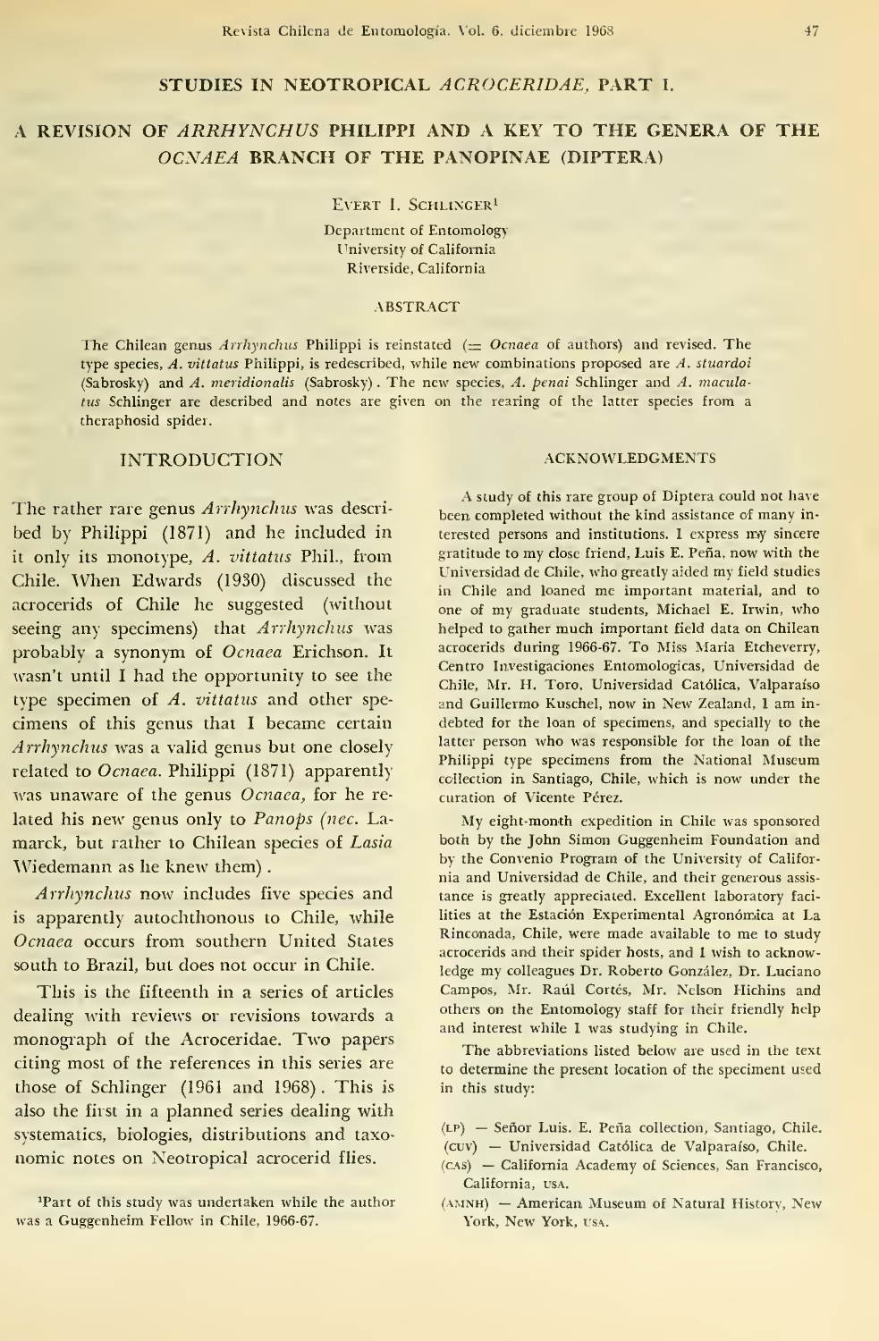# STUDIES IN NEOTROPICAL *ACROCERIDAE*, PART I.

## A REVISION OF *ARRHYNCHUS* PHILIPPI AND A KEY TO THE GENERA OF THE *OCNAEA* BRANCH OF THE PANOPINAE (DIPTERA)

Evert I. Schlinger[1]

Department of Entomology
University of California
Riverside, California

### ABSTRACT

The Chilean genus *Arrhynchus* Philippi is reinstated (= *Ocnaea* of authors) and revised. The type species, *A. vittatus* Philippi, is redescribed, while new combinations proposed are *A. stuardoi* (Sabrosky) and *A. meridionalis* (Sabrosky). The new species, *A. penai* Schlinger and *A. maculatus* Schlinger are described and notes are given on the rearing of the latter species from a theraphosid spider.

### INTRODUCTION

The rather rare genus *Arrhynchus* was described by Philippi (1871) and he included in it only its monotype, *A. vittatus* Phil., from Chile. When Edwards (1930) discussed the acrocerids of Chile he suggested (without seeing any specimens) that *Arrhynchus* was probably a synonym of *Ocnaea* Erichson. It wasn't until I had the opportunity to see the type specimen of *A. vittatus* and other specimens of this genus that I became certain *Arrhynchus* was a valid genus but one closely related to *Ocnaea*. Philippi (1871) apparently was unaware of the genus *Ocnaea*, for he related his new genus only to *Panops* (*nec.* Lamarck, but rather to Chilean species of *Lasia* Wiedemann as he knew them).

*Arrhynchus* now includes five species and is apparently autochthonous to Chile, while *Ocnaea* occurs from southern United States south to Brazil, but does not occur in Chile.

This is the fifteenth in a series of articles dealing with reviews or revisions towards a monograph of the Acroceridae. Two papers citing most of the references in this series are those of Schlinger (1961 and 1968). This is also the first in a planned series dealing with systematics, biologies, distributions and taxonomic notes on Neotropical acrocerid flies.

[1]Part of this study was undertaken while the author was a Guggenheim Fellow in Chile, 1966-67.

### ACKNOWLEDGMENTS

A study of this rare group of Diptera could not have been completed without the kind assistance of many interested persons and institutions. I express my sincere gratitude to my close friend, Luis E. Peña, now with the Universidad de Chile, who greatly aided my field studies in Chile and loaned me important material, and to one of my graduate students, Michael E. Irwin, who helped to gather much important field data on Chilean acrocerids during 1966-67. To Miss Maria Etcheverry, Centro Investigaciones Entomologicas, Universidad de Chile, Mr. H. Toro, Universidad Católica, Valparaíso and Guillermo Kuschel, now in New Zealand, I am indebted for the loan of specimens, and specially to the latter person who was responsible for the loan of the Philippi type specimens from the National Museum collection in Santiago, Chile, which is now under the curation of Vicente Pérez.

My eight-month expedition in Chile was sponsored both by the John Simon Guggenheim Foundation and by the Convenio Program of the University of California and Universidad de Chile, and their generous assistance is greatly appreciated. Excellent laboratory facilities at the Estación Experimental Agronómica at La Rinconada, Chile, were made available to me to study acrocerids and their spider hosts, and I wish to acknowledge my colleagues Dr. Roberto González, Dr. Luciano Campos, Mr. Raúl Cortés, Mr. Nelson Hichins and others on the Entomology staff for their friendly help and interest while I was studying in Chile.

The abbreviations listed below are used in the text to determine the present location of the speciment used in this study:

- (LP) — Señor Luis. E. Peña collection, Santiago, Chile.
- (CUV) — Universidad Católica de Valparaíso, Chile.
- (CAS) — California Academy of Sciences, San Francisco, California, USA.
- (AMNH) — American Museum of Natural History, New York, New York, USA.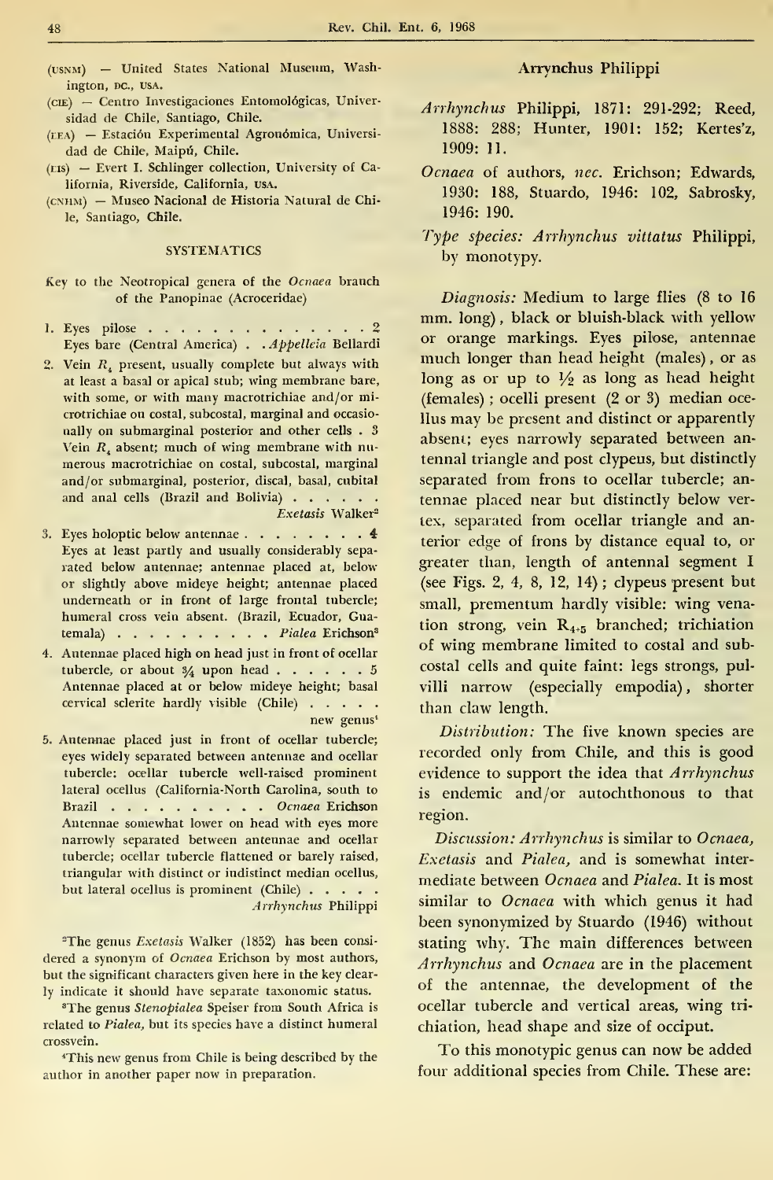(USNM) — United States National Museum, Washington, DC., USA.

(CIE) — Centro Investigaciones Entomológicas, Universidad de Chile, Santiago, Chile.

(EEA) — Estación Experimental Agronómica, Universidad de Chile, Maipú, Chile.

(EIS) — Evert I. Schlinger collection, University of California, Riverside, California, USA.

(CNHM) — Museo Nacional de Historia Natural de Chile, Santiago, Chile.

## SYSTEMATICS

Key to the Neotropical genera of the *Ocnaea* branch of the Panopinae (Acroceridae)

1. Eyes pilose . . . . . . . . . . . . . . . 2
   Eyes bare (Central America) . . *Appelleia* Bellardi
2. Vein $R_4$ present, usually complete but always with at least a basal or apical stub; wing membrane bare, with some, or with many macrotrichiae and/or microtrichiae on costal, subcostal, marginal and occasionally on submarginal posterior and other cells . 3
   Vein $R_4$ absent; much of wing membrane with numerous macrotrichiae on costal, subcostal, marginal and/or submarginal, posterior, discal, basal, cubital and anal cells (Brazil and Bolivia) . . . . . . *Exetasis* Walker[2]
3. Eyes holoptic below antennae . . . . . . . . 4
   Eyes at least partly and usually considerably separated below antennae; antennae placed at, below or slightly above mideye height; antennae placed underneath or in front of large frontal tubercle; humeral cross vein absent. (Brazil, Ecuador, Guatemala) . . . . . . . . . . *Pialea* Erichson[3]
4. Antennae placed high on head just in front of ocellar tubercle, or about ¾ upon head . . . . . . 5
   Antennae placed at or below mideye height; basal cervical sclerite hardly visible (Chile) . . . . . new genus[4]
5. Antennae placed just in front of ocellar tubercle; eyes widely separated between antennae and ocellar tubercle: ocellar tubercle well-raised prominent lateral ocellus (California-North Carolina, south to Brazil . . . . . . . . . . *Ocnaea* Erichson
   Antennae somewhat lower on head with eyes more narrowly separated between antennae and ocellar tubercle; ocellar tubercle flattened or barely raised, triangular with distinct or indistinct median ocellus, but lateral ocellus is prominent (Chile) . . . . . *Arrhynchus* Philippi

[2]The genus *Exetasis* Walker (1852) has been considered a synonym of *Ocnaea* Erichson by most authors, but the significant characters given here in the key clearly indicate it should have separate taxonomic status.

[3]The genus *Stenopialea* Speiser from South Africa is related to *Pialea*, but its species have a distinct humeral crossvein.

[4]This new genus from Chile is being described by the author in another paper now in preparation.

### Arrynchus Philippi

*Arrhynchus* Philippi, 1871: 291-292; Reed, 1888: 288; Hunter, 1901: 152; Kertes'z, 1909: 11.

*Ocnaea* of authors, *nec.* Erichson; Edwards, 1930: 188, Stuardo, 1946: 102, Sabrosky, 1946: 190.

*Type species: Arrhynchus vittatus* Philippi, by monotypy.

*Diagnosis:* Medium to large flies (8 to 16 mm. long), black or bluish-black with yellow or orange markings. Eyes pilose, antennae much longer than head height (males), or as long as or up to ½ as long as head height (females); ocelli present (2 or 3) median ocellus may be present and distinct or apparently absent; eyes narrowly separated between antennal triangle and post clypeus, but distinctly separated from frons to ocellar tubercle; antennae placed near but distinctly below vertex, separated from ocellar triangle and anterior edge of frons by distance equal to, or greater than, length of antennal segment I (see Figs. 2, 4, 8, 12, 14); clypeus present but small, prementum hardly visible: wing venation strong, vein $R_{4+5}$ branched; trichiation of wing membrane limited to costal and subcostal cells and quite faint: legs strongs, pulvilli narrow (especially empodia), shorter than claw length.

*Distribution:* The five known species are recorded only from Chile, and this is good evidence to support the idea that *Arrhynchus* is endemic and/or autochthonous to that region.

*Discussion: Arrhynchus* is similar to *Ocnaea, Exetasis* and *Pialea,* and is somewhat intermediate between *Ocnaea* and *Pialea.* It is most similar to *Ocnaea* with which genus it had been synonymized by Stuardo (1946) without stating why. The main differences between *Arrhynchus* and *Ocnaea* are in the placement of the antennae, the development of the ocellar tubercle and vertical areas, wing trichiation, head shape and size of occiput.

To this monotypic genus can now be added four additional species from Chile. These are: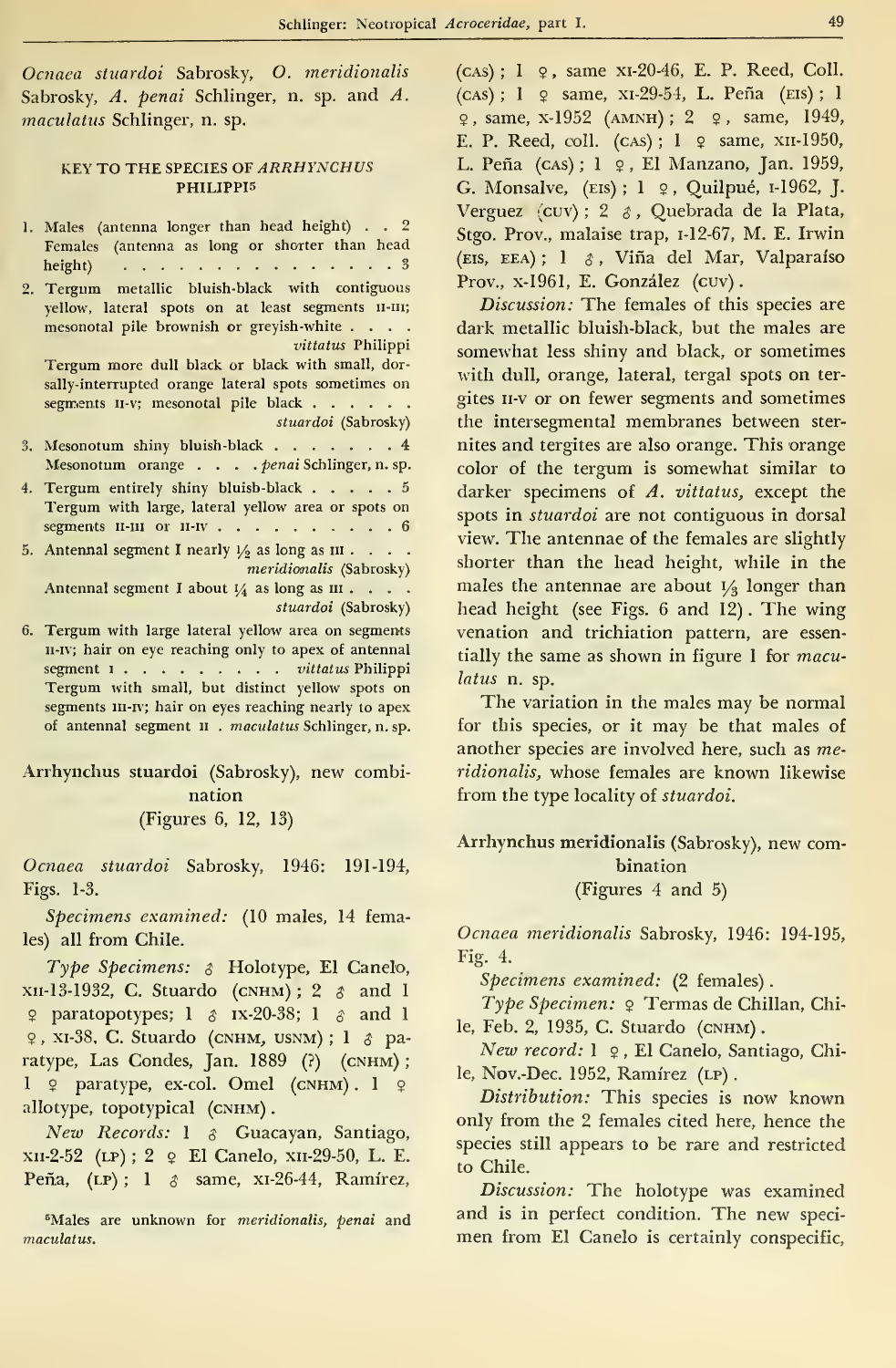*Ocnaea stuardoi* Sabrosky, *O. meridionalis* Sabrosky, *A. penai* Schlinger, n. sp. and *A. maculatus* Schlinger, n. sp.

#### KEY TO THE SPECIES OF *ARRHYNCHUS* PHILIPPI[5]

1. Males (antenna longer than head height) . . 2
   Females (antenna as long or shorter than head height) . . . . . . . . . . . . . . . . 3
2. Tergum metallic bluish-black with contiguous yellow, lateral spots on at least segments II-III; mesonotal pile brownish or greyish-white . . . . *vittatus* Philippi
   Tergum more dull black or black with small, dorsally-interrupted orange lateral spots sometimes on segments II-V; mesonotal pile black . . . . . . *stuardoi* (Sabrosky)
3. Mesonotum shiny bluish-black . . . . . . . 4
   Mesonotum orange . . . . *penai* Schlinger, n. sp.
4. Tergum entirely shiny bluish-black . . . . . 5
   Tergum with large, lateral yellow area or spots on segments II-III or II-IV . . . . . . . . . . 6
5. Antennal segment I nearly ½ as long as III . . . . *meridionalis* (Sabrosky)
   Antennal segment I about ¼ as long as III . . . . *stuardoi* (Sabrosky)
6. Tergum with large lateral yellow area on segments II-IV; hair on eye reaching only to apex of antennal segment I . . . . . . . . . *vittatus* Philippi
   Tergum with small, but distinct yellow spots on segments III-IV; hair on eyes reaching nearly to apex of antennal segment II . *maculatus* Schlinger, n. sp.

### Arrhynchus stuardoi (Sabrosky), new combination
(Figures 6, 12, 13)

*Ocnaea stuardoi* Sabrosky, 1946: 191-194, Figs. 1-3.

*Specimens examined:* (10 males, 14 females) all from Chile.

*Type Specimens:* ♂ Holotype, El Canelo, XII-13-1932, C. Stuardo (CNHM); 2 ♂ and 1 ♀ paratopotypes; 1 ♂ IX-20-38; 1 ♂ and 1 ♀, XI-38, C. Stuardo (CNHM, USNM); 1 ♂ paratype, Las Condes, Jan. 1889 (?) (CNHM); 1 ♀ paratype, ex-col. Omel (CNHM). 1 ♀ allotype, topotypical (CNHM).

*New Records:* 1 ♂ Guacayan, Santiago, XII-2-52 (LP); 2 ♀ El Canelo, XII-29-50, L. E. Peña, (LP); 1 ♂ same, XI-26-44, Ramírez, (CAS); 1 ♀, same XI-20-46, E. P. Reed, Coll. (CAS); 1 ♀ same, XI-29-54, L. Peña (EIS); 1 ♀, same, X-1952 (AMNH); 2 ♀, same, 1949, E. P. Reed, coll. (CAS); 1 ♀ same, XII-1950, L. Peña (CAS); 1 ♀, El Manzano, Jan. 1959, G. Monsalve, (EIS); 1 ♀, Quilpué, I-1962, J. Verguez (CUV); 2 ♂, Quebrada de la Plata, Stgo. Prov., malaise trap, I-12-67, M. E. Irwin (EIS, EEA); 1 ♂, Viña del Mar, Valparaíso Prov., X-1961, E. González (CUV).

*Discussion:* The females of this species are dark metallic bluish-black, but the males are somewhat less shiny and black, or sometimes with dull, orange, lateral, tergal spots on tergites II-V or on fewer segments and sometimes the intersegmental membranes between sternites and tergites are also orange. This orange color of the tergum is somewhat similar to darker specimens of *A. vittatus*, except the spots in *stuardoi* are not contiguous in dorsal view. The antennae of the females are slightly shorter than the head height, while in the males the antennae are about ⅓ longer than head height (see Figs. 6 and 12). The wing venation and trichiation pattern, are essentially the same as shown in figure 1 for *maculatus* n. sp.

The variation in the males may be normal for this species, or it may be that males of another species are involved here, such as *meridionalis*, whose females are known likewise from the type locality of *stuardoi*.

### Arrhynchus meridionalis (Sabrosky), new combination
(Figures 4 and 5)

*Ocnaea meridionalis* Sabrosky, 1946: 194-195, Fig. 4.

*Specimens examined:* (2 females).

*Type Specimen:* ♀ Termas de Chillan, Chile, Feb. 2, 1935, C. Stuardo (CNHM).

*New record:* 1 ♀, El Canelo, Santiago, Chile, Nov.-Dec. 1952, Ramírez (LP).

*Distribution:* This species is now known only from the 2 females cited here, hence the species still appears to be rare and restricted to Chile.

*Discussion:* The holotype was examined and is in perfect condition. The new specimen from El Canelo is certainly conspecific,

[5] Males are unknown for *meridionalis*, *penai* and *maculatus*.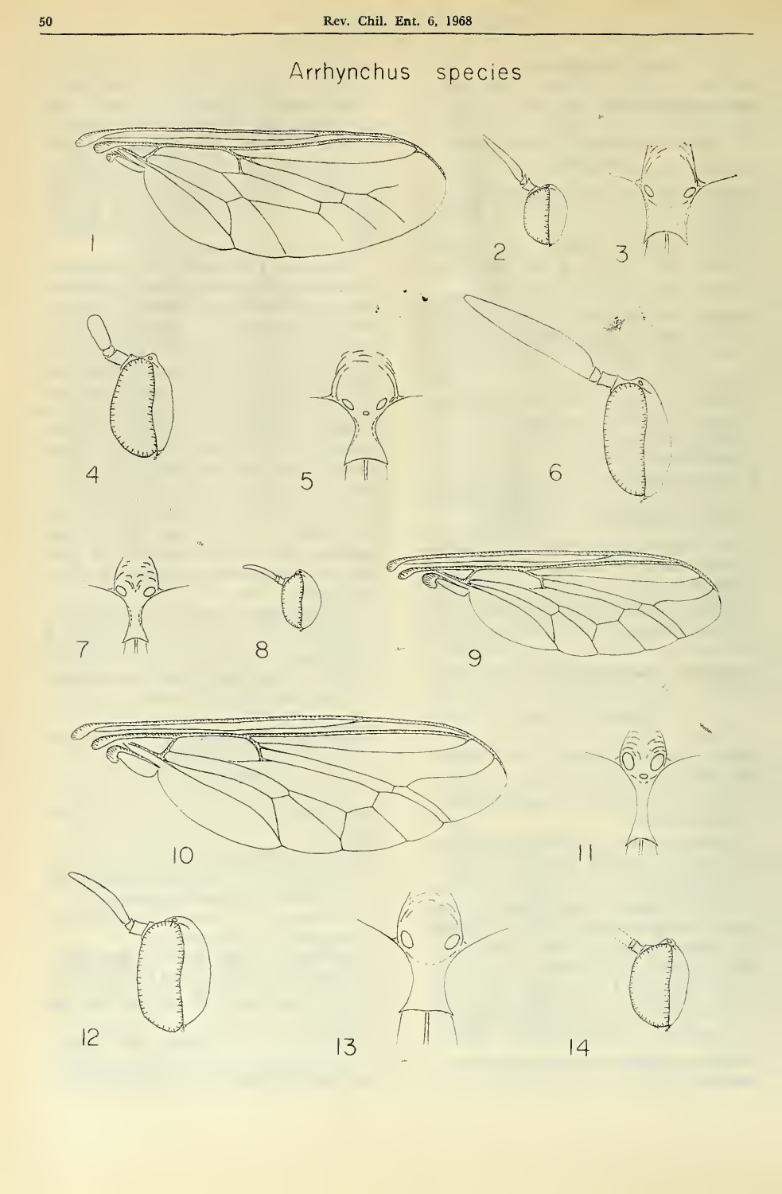Arrhynchus species

1 2 3

4 5 6

7 8 9

10 11

12 13 14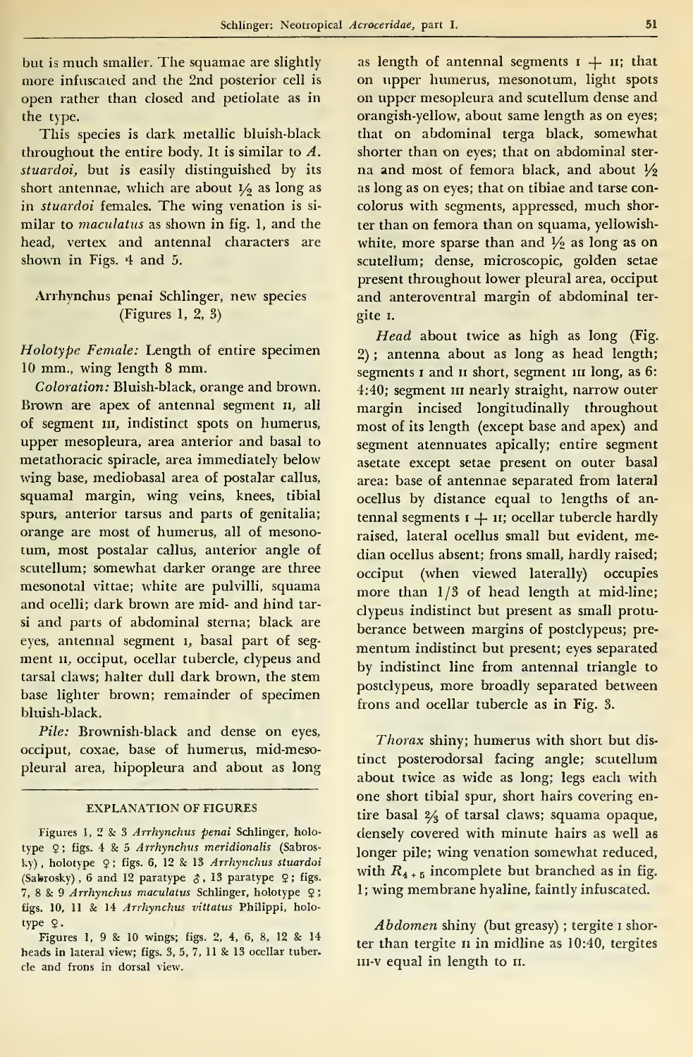but is much smaller. The squamae are slightly more infuscated and the 2nd posterior cell is open rather than closed and petiolate as in the type.

This species is dark metallic bluish-black throughout the entire body. It is similar to *A. stuardoi*, but is easily distinguished by its short antennae, which are about ½ as long as in *stuardoi* females. The wing venation is similar to *maculatus* as shown in fig. 1, and the head, vertex and antennal characters are shown in Figs. 4 and 5.

### Arrhynchus penai Schlinger, new species (Figures 1, 2, 3)

*Holotype Female:* Length of entire specimen 10 mm., wing length 8 mm.

*Coloration:* Bluish-black, orange and brown. Brown are apex of antennal segment II, all of segment III, indistinct spots on humerus, upper mesopleura, area anterior and basal to metathoracic spiracle, area immediately below wing base, mediobasal area of postalar callus, squamal margin, wing veins, knees, tibial spurs, anterior tarsus and parts of genitalia; orange are most of humerus, all of mesonotum, most postalar callus, anterior angle of scutellum; somewhat darker orange are three mesonotal vittae; white are pulvilli, squama and ocelli; dark brown are mid- and hind tarsi and parts of abdominal sterna; black are eyes, antennal segment I, basal part of segment II, occiput, ocellar tubercle, clypeus and tarsal claws; halter dull dark brown, the stem base lighter brown; remainder of specimen bluish-black.

*Pile:* Brownish-black and dense on eyes, occiput, coxae, base of humerus, mid-mesopleural area, hipopleura and about as long as length of antennal segments I + II; that on upper humerus, mesonotum, light spots on upper mesopleura and scutellum dense and orangish-yellow, about same length as on eyes; that on abdominal terga black, somewhat shorter than on eyes; that on abdominal sterna and most of femora black, and about ½ as long as on eyes; that on tibiae and tarse concolorus with segments, appressed, much shorter than on femora than on squama, yellowish-white, more sparse than and ½ as long as on scutellum; dense, microscopic, golden setae present throughout lower pleural area, occiput and anteroventral margin of abdominal tergite I.

*Head* about twice as high as long (Fig. 2); antenna about as long as head length; segments I and II short, segment III long, as 6:4:40; segment III nearly straight, narrow outer margin incised longitudinally throughout most of its length (except base and apex) and segment atennuates apically; entire segment asetate except setae present on outer basal area: base of antennae separated from lateral ocellus by distance equal to lengths of antennal segments I + II; ocellar tubercle hardly raised, lateral ocellus small but evident, median ocellus absent; frons small, hardly raised; occiput (when viewed laterally) occupies more than 1/3 of head length at mid-line; clypeus indistinct but present as small protuberance between margins of postclypeus; prementum indistinct but present; eyes separated by indistinct line from antennal triangle to postclypeus, more broadly separated between frons and ocellar tubercle as in Fig. 3.

*Thorax* shiny; humerus with short but distinct posterodorsal facing angle; scutellum about twice as wide as long; legs each with one short tibial spur, short hairs covering entire basal ⅔ of tarsal claws; squama opaque, densely covered with minute hairs as well as longer pile; wing venation somewhat reduced, with $R_{4+5}$ incomplete but branched as in fig. 1; wing membrane hyaline, faintly infuscated.

*Abdomen* shiny (but greasy); tergite I shorter than tergite II in midline as 10:40, tergites III-V equal in length to II.

---

EXPLANATION OF FIGURES

Figures 1, 2 & 3 *Arrhynchus penai* Schlinger, holotype ♀; figs. 4 & 5 *Arrhynchus meridionalis* (Sabrosky), holotype ♀; figs. 6, 12 & 13 *Arrhynchus stuardoi* (Sabrosky), 6 and 12 paratype ♂, 13 paratype ♀; figs. 7, 8 & 9 *Arrhynchus maculatus* Schlinger, holotype ♀; figs. 10, 11 & 14 *Arrhynchus vittatus* Philippi, holotype ♀.

Figures 1, 9 & 10 wings; figs. 2, 4, 6, 8, 12 & 14 heads in lateral view; figs. 3, 5, 7, 11 & 13 ocellar tubercle and frons in dorsal view.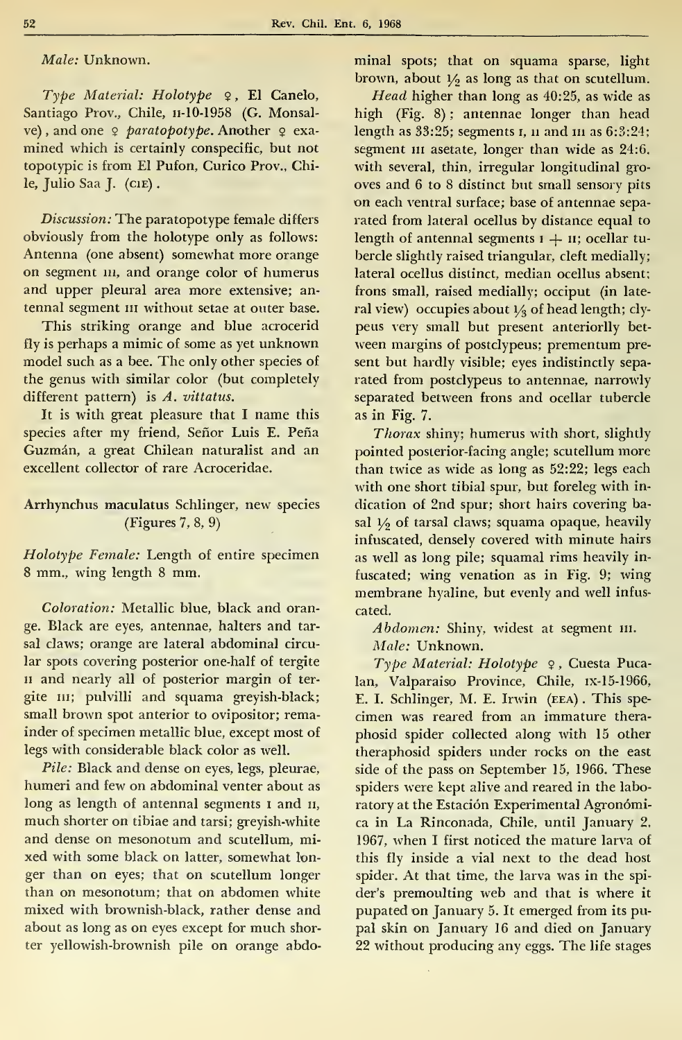*Male:* Unknown.

*Type Material: Holotype* ♀, El Canelo, Santiago Prov., Chile, II-10-1958 (G. Monsalve), and one ♀ *paratopotype*. Another ♀ examined which is certainly conspecific, but not topotypic is from El Pufon, Curico Prov., Chile, Julio Saa J. (CIE).

*Discussion:* The paratopotype female differs obviously from the holotype only as follows: Antenna (one absent) somewhat more orange on segment III, and orange color of humerus and upper pleural area more extensive; antennal segment III without setae at outer base.

This striking orange and blue acrocerid fly is perhaps a mimic of some as yet unknown model such as a bee. The only other species of the genus with similar color (but completely different pattern) is *A. vittatus*.

It is with great pleasure that I name this species after my friend, Señor Luis E. Peña Guzmán, a great Chilean naturalist and an excellent collector of rare Acroceridae.

## Arrhynchus maculatus Schlinger, new species (Figures 7, 8, 9)

*Holotype Female:* Length of entire specimen 8 mm., wing length 8 mm.

*Coloration:* Metallic blue, black and orange. Black are eyes, antennae, halters and tarsal claws; orange are lateral abdominal circular spots covering posterior one-half of tergite II and nearly all of posterior margin of tergite III; pulvilli and squama greyish-black; small brown spot anterior to ovipositor; remainder of specimen metallic blue, except most of legs with considerable black color as well.

*Pile:* Black and dense on eyes, legs, pleurae, humeri and few on abdominal venter about as long as length of antennal segments I and II, much shorter on tibiae and tarsi; greyish-white and dense on mesonotum and scutellum, mixed with some black on latter, somewhat longer than on eyes; that on scutellum longer than on mesonotum; that on abdomen white mixed with brownish-black, rather dense and about as long as on eyes except for much shorter yellowish-brownish pile on orange abdominal spots; that on squama sparse, light brown, about ½ as long as that on scutellum.

*Head* higher than long as 40:25, as wide as high (Fig. 8); antennae longer than head length as 33:25; segments I, II and III as 6:3:24; segment III asetate, longer than wide as 24:6, with several, thin, irregular longitudinal grooves and 6 to 8 distinct but small sensory pits on each ventral surface; base of antennae separated from lateral ocellus by distance equal to length of antennal segments I + II; ocellar tubercle slightly raised triangular, cleft medially; lateral ocellus distinct, median ocellus absent; frons small, raised medially; occiput (in lateral view) occupies about ⅓ of head length; clypeus very small but present anteriorlly between margins of postclypeus; prementum present but hardly visible; eyes indistinctly separated from postclypeus to antennae, narrowly separated between frons and ocellar tubercle as in Fig. 7.

*Thorax* shiny; humerus with short, slightly pointed posterior-facing angle; scutellum more than twice as wide as long as 52:22; legs each with one short tibial spur, but foreleg with indication of 2nd spur; short hairs covering basal ½ of tarsal claws; squama opaque, heavily infuscated, densely covered with minute hairs as well as long pile; squamal rims heavily infuscated; wing venation as in Fig. 9; wing membrane hyaline, but evenly and well infuscated.

*Abdomen:* Shiny, widest at segment III.

*Male:* Unknown.

*Type Material: Holotype* ♀, Cuesta Pucalan, Valparaiso Province, Chile, IX-15-1966, E. I. Schlinger, M. E. Irwin (EEA). This specimen was reared from an immature theraphosid spider collected along with 15 other theraphosid spiders under rocks on the east side of the pass on September 15, 1966. These spiders were kept alive and reared in the laboratory at the Estación Experimental Agronómica in La Rinconada, Chile, until January 2, 1967, when I first noticed the mature larva of this fly inside a vial next to the dead host spider. At that time, the larva was in the spider's premoulting web and that is where it pupated on January 5. It emerged from its pupal skin on January 16 and died on January 22 without producing any eggs. The life stages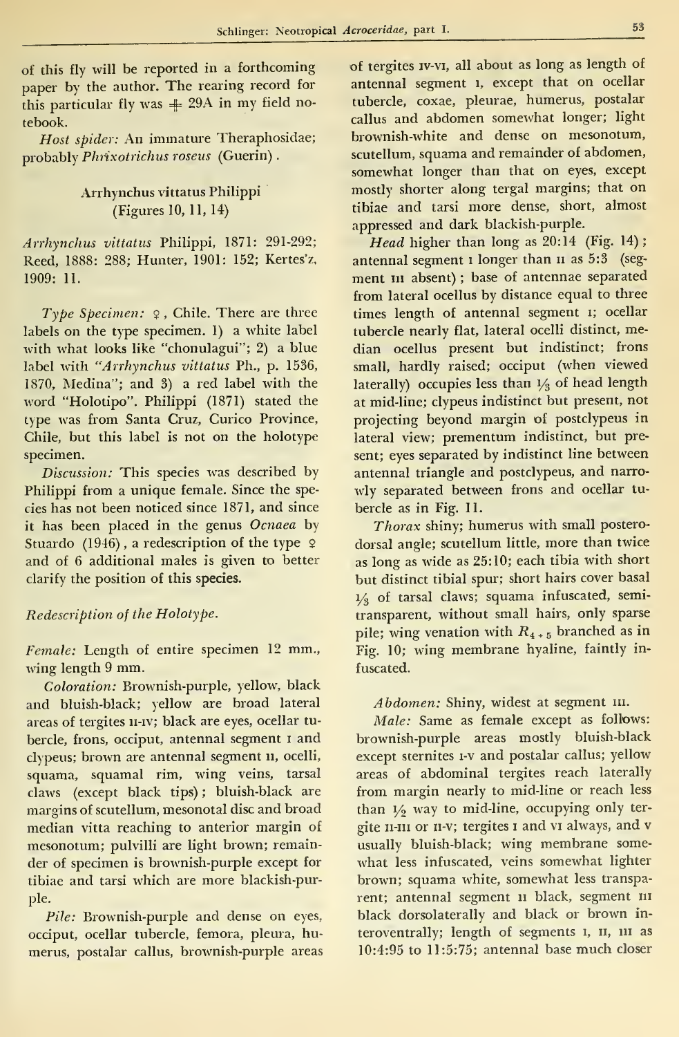of this fly will be reported in a forthcoming paper by the author. The rearing record for this particular fly was # 29A in my field notebook.

*Host spider:* An immature Theraphosidae; probably *Phrixotrichus roseus* (Guerin).

### Arrhynchus vittatus Philippi
(Figures 10, 11, 14)

*Arrhynchus vittatus* Philippi, 1871: 291-292; Reed, 1888: 288; Hunter, 1901: 152; Kertesz, 1909: 11.

*Type Specimen:* ♀, Chile. There are three labels on the type specimen. 1) a white label with what looks like "chonulagui"; 2) a blue label with "*Arrhynchus vittatus* Ph., p. 1536, 1870, Medina"; and 3) a red label with the word "Holotipo". Philippi (1871) stated the type was from Santa Cruz, Curico Province, Chile, but this label is not on the holotype specimen.

*Discussion:* This species was described by Philippi from a unique female. Since the species has not been noticed since 1871, and since it has been placed in the genus *Ocnaea* by Stuardo (1946), a redescription of the type ♀ and of 6 additional males is given to better clarify the position of this species.

*Redescription of the Holotype.*

*Female:* Length of entire specimen 12 mm., wing length 9 mm.

*Coloration:* Brownish-purple, yellow, black and bluish-black; yellow are broad lateral areas of tergites II-IV; black are eyes, ocellar tubercle, frons, occiput, antennal segment I and clypeus; brown are antennal segment II, ocelli, squama, squamal rim, wing veins, tarsal claws (except black tips); bluish-black are margins of scutellum, mesonotal disc and broad median vitta reaching to anterior margin of mesonotum; pulvilli are light brown; remainder of specimen is brownish-purple except for tibiae and tarsi which are more blackish-purple.

*Pile:* Brownish-purple and dense on eyes, occiput, ocellar tubercle, femora, pleura, humerus, postalar callus, brownish-purple areas of tergites IV-VI, all about as long as length of antennal segment I, except that on ocellar tubercle, coxae, pleurae, humerus, postalar callus and abdomen somewhat longer; light brownish-white and dense on mesonotum, scutellum, squama and remainder of abdomen, somewhat longer than that on eyes, except mostly shorter along tergal margins; that on tibiae and tarsi more dense, short, almost appressed and dark blackish-purple.

*Head* higher than long as 20:14 (Fig. 14); antennal segment I longer than II as 5:3 (segment III absent); base of antennae separated from lateral ocellus by distance equal to three times length of antennal segment I; ocellar tubercle nearly flat, lateral ocelli distinct, median ocellus present but indistinct; frons small, hardly raised; occiput (when viewed laterally) occupies less than 1/3 of head length at mid-line; clypeus indistinct but present, not projecting beyond margin of postclypeus in lateral view; prementum indistinct, but present; eyes separated by indistinct line between antennal triangle and postclypeus, and narrowly separated between frons and ocellar tubercle as in Fig. 11.

*Thorax* shiny; humerus with small posterodorsal angle; scutellum little, more than twice as long as wide as 25:10; each tibia with short but distinct tibial spur; short hairs cover basal 1/3 of tarsal claws; squama infuscated, semitransparent, without small hairs, only sparse pile; wing venation with $R_{4+5}$ branched as in Fig. 10; wing membrane hyaline, faintly infuscated.

*Abdomen:* Shiny, widest at segment III.

*Male:* Same as female except as follows: brownish-purple areas mostly bluish-black except sternites I-V and postalar callus; yellow areas of abdominal tergites reach laterally from margin nearly to mid-line or reach less than 1/2 way to mid-line, occupying only tergite II-III or II-V; tergites I and VI always, and V usually bluish-black; wing membrane somewhat less infuscated, veins somewhat lighter brown; squama white, somewhat less transparent; antennal segment II black, segment III black dorsolaterally and black or brown interoventrally; length of segments I, II, III as 10:4:95 to 11:5:75; antennal base much closer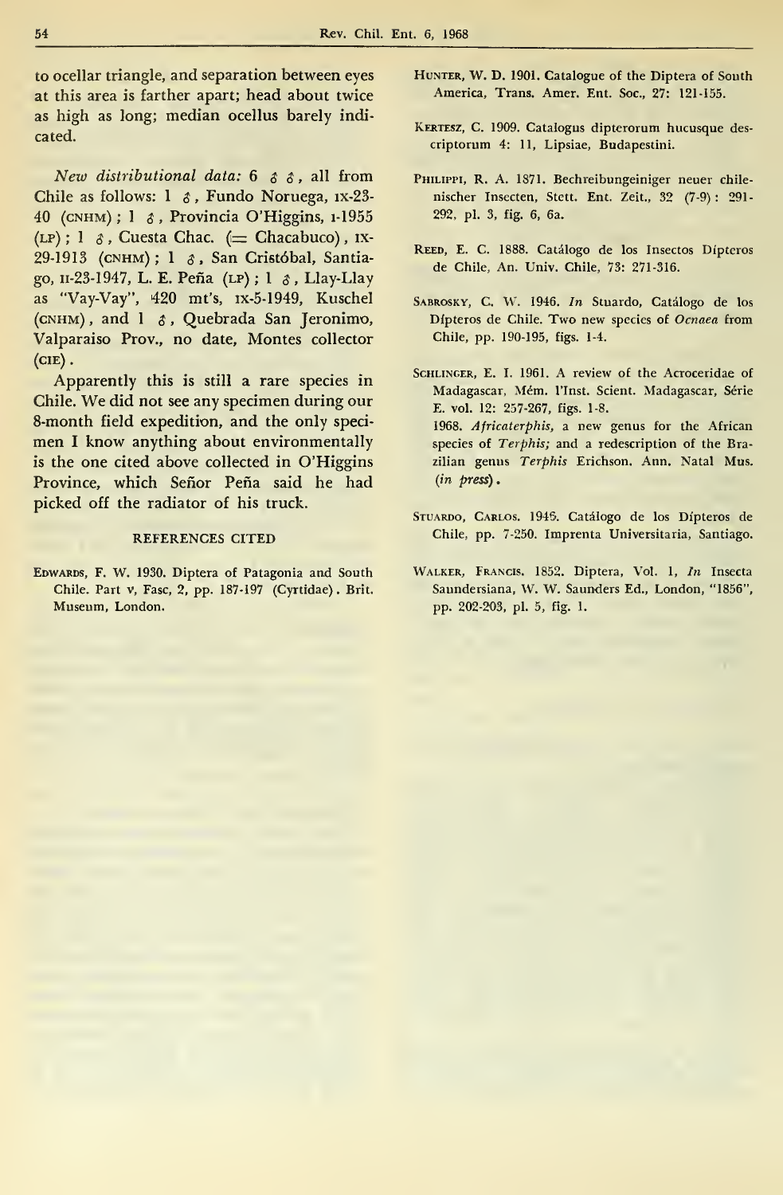to ocellar triangle, and separation between eyes at this area is farther apart; head about twice as high as long; median ocellus barely indicated.

*New distributional data:* 6 ♂♂, all from Chile as follows: 1 ♂, Fundo Noruega, IX-23-40 (CNHM); 1 ♂, Provincia O'Higgins, I-1955 (LP); 1 ♂, Cuesta Chac. (= Chacabuco), IX-29-1913 (CNHM); 1 ♂, San Cristóbal, Santiago, II-23-1947, L. E. Peña (LP); 1 ♂, Llay-Llay as "Vay-Vay", 420 mt's, IX-5-1949, Kuschel (CNHM), and 1 ♂, Quebrada San Jeronimo, Valparaiso Prov., no date, Montes collector (CIE).

Apparently this is still a rare species in Chile. We did not see any specimen during our 8-month field expedition, and the only specimen I know anything about environmentally is the one cited above collected in O'Higgins Province, which Señor Peña said he had picked off the radiator of his truck.

## REFERENCES CITED

EDWARDS, F. W. 1930. Diptera of Patagonia and South Chile. Part V, Fasc, 2, pp. 187-197 (Cyrtidae). Brit. Museum, London.

HUNTER, W. D. 1901. Catalogue of the Diptera of South America, Trans. Amer. Ent. Soc., 27: 121-155.

KERTESZ, C. 1909. Catalogus dipterorum hucusque descriptorum 4: 11, Lipsiae, Budapestini.

PHILIPPI, R. A. 1871. Bechreibungeiniger neuer chilenischer Insecten, Stett. Ent. Zeit., 32 (7-9): 291-292, pl. 3, fig. 6, 6a.

REED, E. C. 1888. Catálogo de los Insectos Dípteros de Chile, An. Univ. Chile, 73: 271-316.

SABROSKY, C. W. 1946. *In* Stuardo, Catálogo de los Dípteros de Chile. Two new species of *Ocnaea* from Chile, pp. 190-195, figs. 1-4.

SCHLINGER, E. I. 1961. A review of the Acroceridae of Madagascar, Mém. l'Inst. Scient. Madagascar, Série E. vol. 12: 257-267, figs. 1-8.
1968. *Africaterphis*, a new genus for the African species of *Terphis;* and a redescription of the Brazilian genus *Terphis* Erichson. Ann. Natal Mus. (*in press*).

STUARDO, CARLOS. 1946. Catálogo de los Dípteros de Chile, pp. 7-250. Imprenta Universitaria, Santiago.

WALKER, FRANCIS. 1852. Diptera, Vol. 1, *In* Insecta Saundersiana, W. W. Saunders Ed., London, "1856", pp. 202-203, pl. 5, fig. 1.